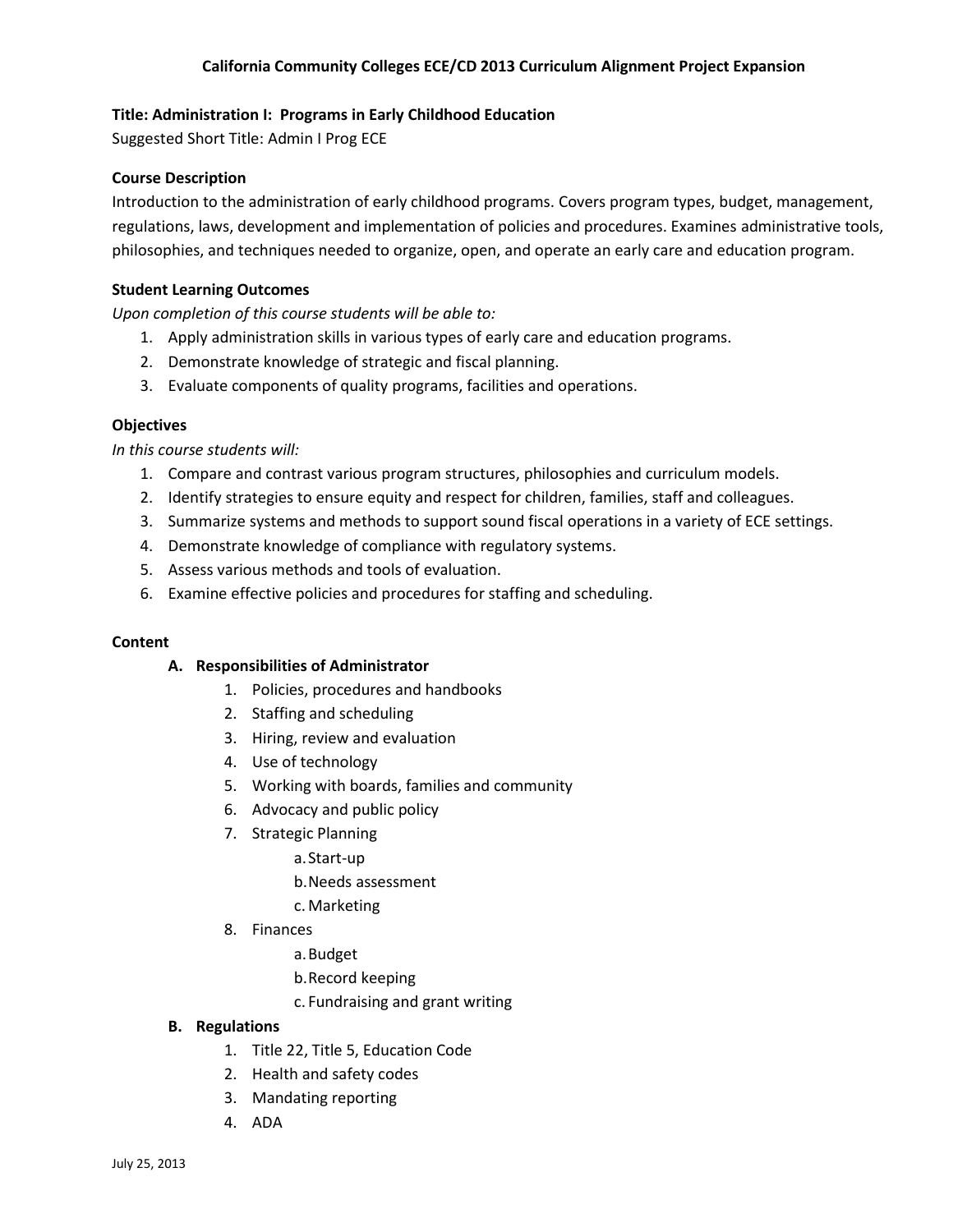**California Community Colleges ECE/CD 2013 Curriculum Alignment Project Expansion**

**Title: Administration I: Programs in Early Childhood Education**

Suggested Short Title: Admin I Prog ECE

**Course Description**

Introduction to the administration of early childhood programs. Covers program types, budget, management, regulations, laws, development and implementation of policies and procedures. Examines administrative tools, philosophies, and techniques needed to organize, open, and operate an early care and education program.

**Student Learning Outcomes**

*Upon completion of this course students will be able to:*

1. Apply administration skills in various types of early care and education programs.
2. Demonstrate knowledge of strategic and fiscal planning.
3. Evaluate components of quality programs, facilities and operations.

**Objectives**

*In this course students will:*

1. Compare and contrast various program structures, philosophies and curriculum models.
2. Identify strategies to ensure equity and respect for children, families, staff and colleagues.
3. Summarize systems and methods to support sound fiscal operations in a variety of ECE settings.
4. Demonstrate knowledge of compliance with regulatory systems.
5. Assess various methods and tools of evaluation.
6. Examine effective policies and procedures for staffing and scheduling.

**Content**

**A. Responsibilities of Administrator**

1. Policies, procedures and handbooks
2. Staffing and scheduling
3. Hiring, review and evaluation
4. Use of technology
5. Working with boards, families and community
6. Advocacy and public policy
7. Strategic Planning
   a. Start-up
   b. Needs assessment
   c. Marketing
8. Finances
   a. Budget
   b. Record keeping
   c. Fundraising and grant writing

**B. Regulations**

1. Title 22, Title 5, Education Code
2. Health and safety codes
3. Mandating reporting
4. ADA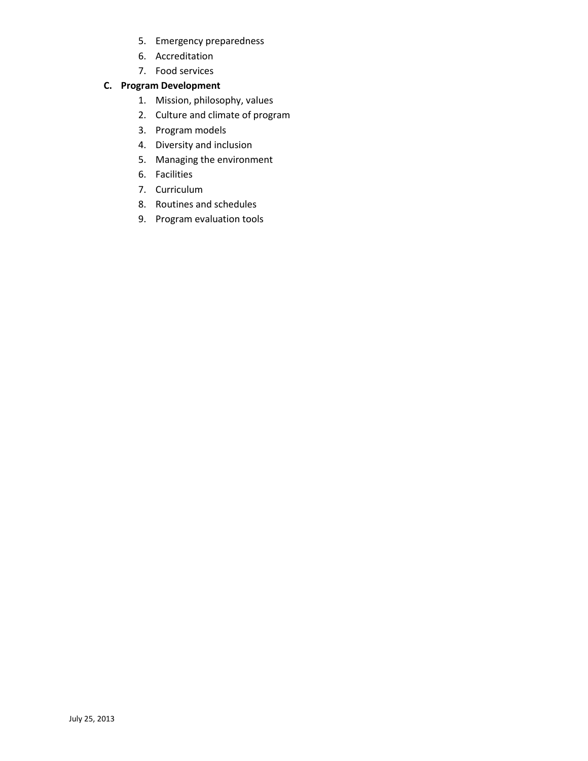5. Emergency preparedness
6. Accreditation
7. Food services

**C. Program Development**

1. Mission, philosophy, values
2. Culture and climate of program
3. Program models
4. Diversity and inclusion
5. Managing the environment
6. Facilities
7. Curriculum
8. Routines and schedules
9. Program evaluation tools